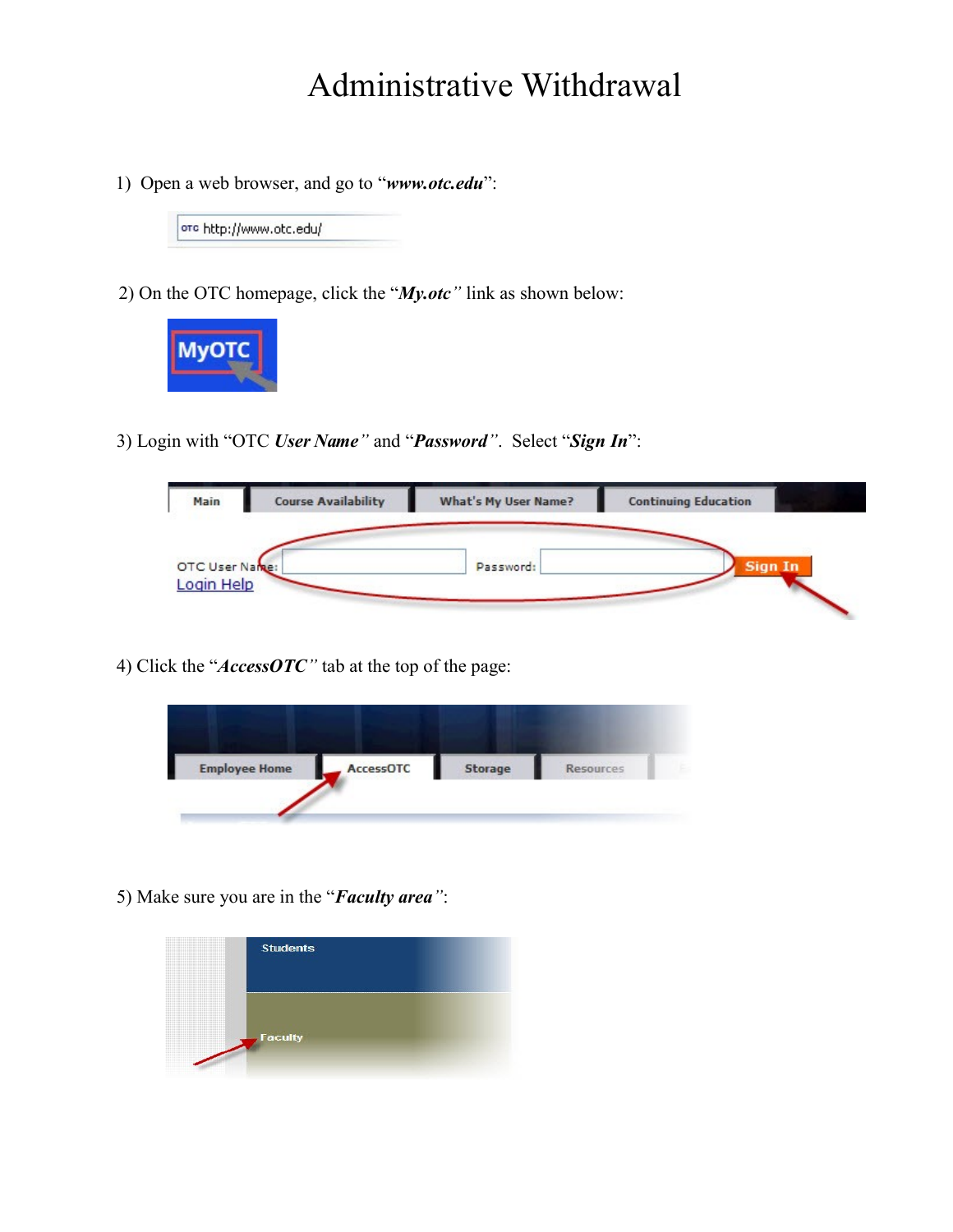# Administrative Withdrawal

1) Open a web browser, and go to "***www.otc.edu***":

2) On the OTC homepage, click the "***My.otc***" link as shown below:

3) Login with "OTC ***User Name***" and "***Password***". Select "***Sign In***":

4) Click the "***AccessOTC***" tab at the top of the page:

5) Make sure you are in the "***Faculty area***":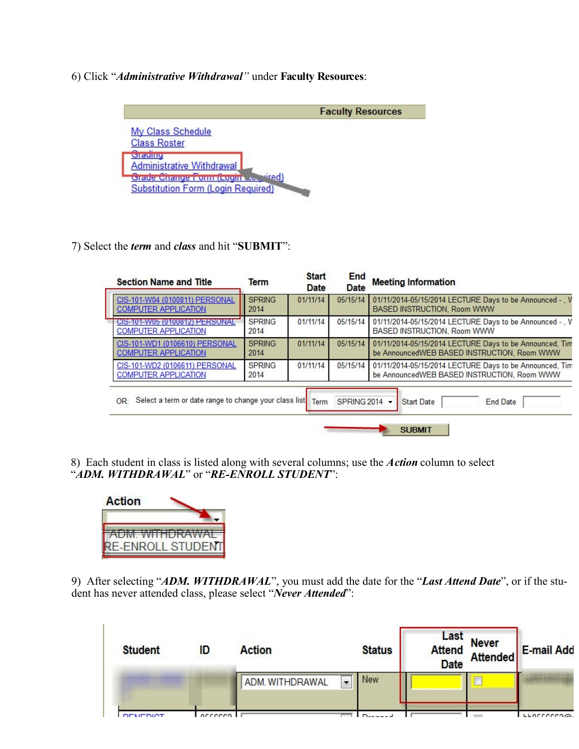6) Click "***Administrative Withdrawal***" under **Faculty Resources**:

**Faculty Resources**

My Class Schedule
Class Roster
Grading
Administrative Withdrawal
Grade Change Form (Login Required)
Substitution Form (Login Required)

7) Select the ***term*** and ***class*** and hit "**SUBMIT**":

| Section Name and Title | Term | Start Date | End Date | Meeting Information |
|---|---|---|---|---|
| CIS-101-W04 (0100811) PERSONAL COMPUTER APPLICATION | SPRING 2014 | 01/11/14 | 05/15/14 | 01/11/2014-05/15/2014 LECTURE Days to be Announced - , V BASED INSTRUCTION, Room WWW |
| CIS-101-W05 (0100812) PERSONAL COMPUTER APPLICATION | SPRING 2014 | 01/11/14 | 05/15/14 | 01/11/2014-05/15/2014 LECTURE Days to be Announced - , V BASED INSTRUCTION, Room WWW |
| CIS-101-WD1 (0106610) PERSONAL COMPUTER APPLICATION | SPRING 2014 | 01/11/14 | 05/15/14 | 01/11/2014-05/15/2014 LECTURE Days to be Announced, Tim be AnnouncedWEB BASED INSTRUCTION, Room WWW |
| CIS-101-WD2 (0106611) PERSONAL COMPUTER APPLICATION | SPRING 2014 | 01/11/14 | 05/15/14 | 01/11/2014-05/15/2014 LECTURE Days to be Announced, Tim be AnnouncedWEB BASED INSTRUCTION, Room WWW |

OR: Select a term or date range to change your class list Term SPRING 2014 Start Date End Date

SUBMIT

8) Each student in class is listed along with several columns; use the ***Action*** column to select "***ADM. WITHDRAWAL***" or "***RE-ENROLL STUDENT***":

Action
ADM. WITHDRAWAL
RE-ENROLL STUDENT

9) After selecting "***ADM. WITHDRAWAL***", you must add the date for the "***Last Attend Date***", or if the student has never attended class, please select "***Never Attended***":

| Student | ID | Action | Status | Last Attend Date | Never Attended | E-mail Add |
|---|---|---|---|---|---|---|
| | | ADM. WITHDRAWAL | New | | ☐ | |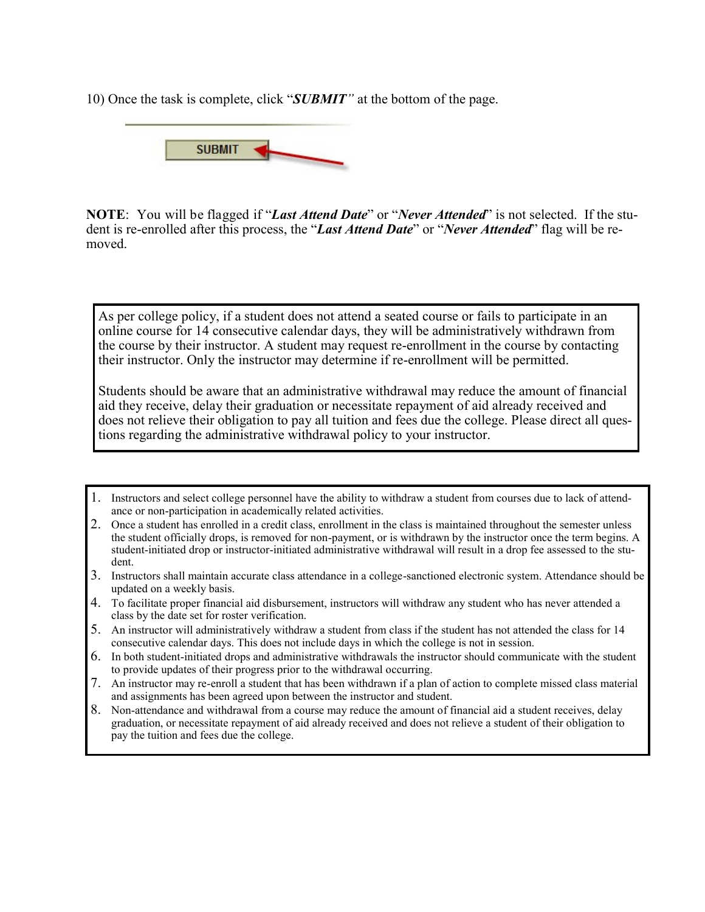10) Once the task is complete, click "***SUBMIT***" at the bottom of the page.

**NOTE**: You will be flagged if "***Last Attend Date***" or "***Never Attended***" is not selected. If the student is re-enrolled after this process, the "***Last Attend Date***" or "***Never Attended***" flag will be removed.

As per college policy, if a student does not attend a seated course or fails to participate in an online course for 14 consecutive calendar days, they will be administratively withdrawn from the course by their instructor. A student may request re-enrollment in the course by contacting their instructor. Only the instructor may determine if re-enrollment will be permitted.

Students should be aware that an administrative withdrawal may reduce the amount of financial aid they receive, delay their graduation or necessitate repayment of aid already received and does not relieve their obligation to pay all tuition and fees due the college. Please direct all questions regarding the administrative withdrawal policy to your instructor.

1. Instructors and select college personnel have the ability to withdraw a student from courses due to lack of attendance or non-participation in academically related activities.
2. Once a student has enrolled in a credit class, enrollment in the class is maintained throughout the semester unless the student officially drops, is removed for non-payment, or is withdrawn by the instructor once the term begins. A student-initiated drop or instructor-initiated administrative withdrawal will result in a drop fee assessed to the student.
3. Instructors shall maintain accurate class attendance in a college-sanctioned electronic system. Attendance should be updated on a weekly basis.
4. To facilitate proper financial aid disbursement, instructors will withdraw any student who has never attended a class by the date set for roster verification.
5. An instructor will administratively withdraw a student from class if the student has not attended the class for 14 consecutive calendar days. This does not include days in which the college is not in session.
6. In both student-initiated drops and administrative withdrawals the instructor should communicate with the student to provide updates of their progress prior to the withdrawal occurring.
7. An instructor may re-enroll a student that has been withdrawn if a plan of action to complete missed class material and assignments has been agreed upon between the instructor and student.
8. Non-attendance and withdrawal from a course may reduce the amount of financial aid a student receives, delay graduation, or necessitate repayment of aid already received and does not relieve a student of their obligation to pay the tuition and fees due the college.